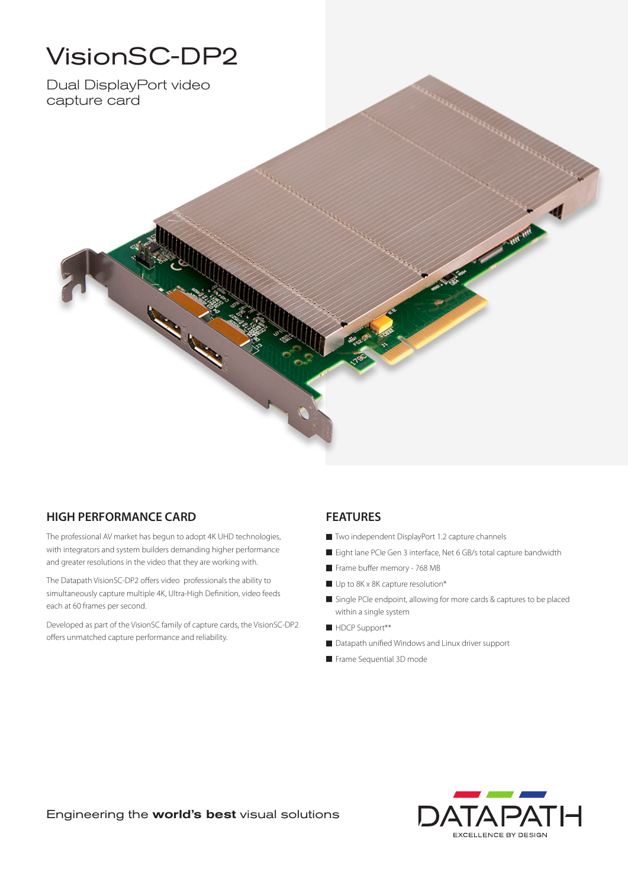# VisionSC-DP2

Dual DisplayPort video capture card

## HIGH PERFORMANCE CARD

The professional AV market has begun to adopt 4K UHD technologies, with integrators and system builders demanding higher performance and greater resolutions in the video that they are working with.

The Datapath VisionSC-DP2 offers video professionals the ability to simultaneously capture multiple 4K, Ultra-High Definition, video feeds each at 60 frames per second.

Developed as part of the VisionSC family of capture cards, the VisionSC-DP2 offers unmatched capture performance and reliability.

## FEATURES

- Two independent DisplayPort 1.2 capture channels
- Eight lane PCIe Gen 3 interface, Net 6 GB/s total capture bandwidth
- Frame buffer memory - 768 MB
- Up to 8K x 8K capture resolution*
- Single PCIe endpoint, allowing for more cards & captures to be placed within a single system
- HDCP Support**
- Datapath unified Windows and Linux driver support
- Frame Sequential 3D mode

Engineering the **world's best** visual solutions

DATAPATH
EXCELLENCE BY DESIGN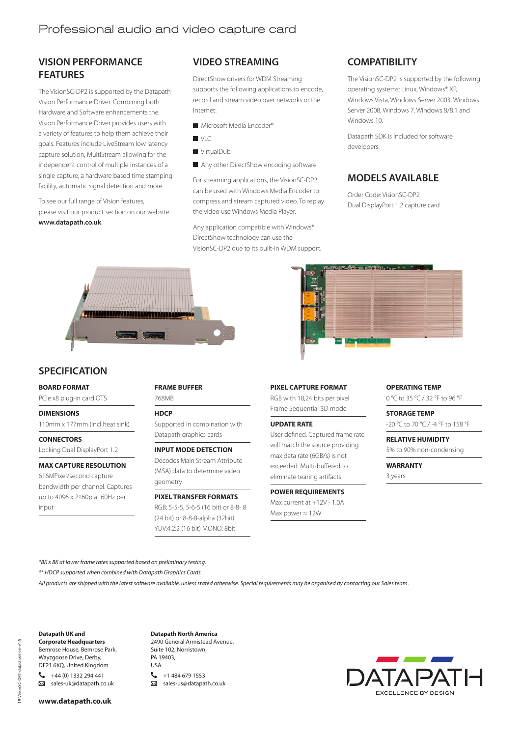# Professional audio and video capture card

## VISION PERFORMANCE FEATURES

The VisionSC-DP2 is supported by the Datapath Vision Performance Driver. Combining both Hardware and Software enhancements the Vision Performance Driver provides users with a variety of features to help them achieve their goals. Features include LiveStream low latency capture solution, MultiStream allowing for the independent control of multiple instances of a single capture, a hardware based time stamping facility, automatic signal detection and more.

To see our full range of Vision features, please visit our product section on our website **www.datapath.co.uk**.

## VIDEO STREAMING

DirectShow drivers for WDM Streaming supports the following applications to encode, record and stream video over networks or the Internet:

- Microsoft Media Encoder®
- VLC
- VirtualDub
- Any other DirectShow encoding software

For streaming applications, the VisionSC-DP2 can be used with Windows Media Encoder to compress and stream captured video. To replay the video use Windows Media Player.

Any application compatible with Windows® DirectShow technology can use the VisionSC-DP2 due to its built-in WDM support.

## COMPATIBILITY

The VisionSC-DP2 is supported by the following operating systems: Linux, Windows® XP, Windows Vista, Windows Server 2003, Windows Server 2008, Windows 7, Windows 8/8.1 and Windows 10.

Datapath SDK is included for software developers.

## MODELS AVAILABLE

Order Code: VisionSC-DP2
Dual DisplayPort 1.2 capture card

## SPECIFICATION

**BOARD FORMAT**
PCIe x8 plug-in card OTS

**DIMENSIONS**
110mm x 177mm (incl heat sink)

**CONNECTORS**
Locking Dual DisplayPort 1.2

**MAX CAPTURE RESOLUTION**
616MPixel/second capture bandwidth per channel. Captures up to 4096 x 2160p at 60Hz per input

**FRAME BUFFER**
768MB

**HDCP**
Supported in combination with Datapath graphics cards

**INPUT MODE DETECTION**
Decodes Main Stream Attribute (MSA) data to determine video geometry

**PIXEL TRANSFER FORMATS**
RGB: 5-5-5, 5-6-5 (16 bit) or 8-8- 8 (24 bit) or 8-8-8-alpha (32bit) YUV:4:2:2 (16 bit) MONO: 8bit

**PIXEL CAPTURE FORMAT**
RGB with 18,24 bits per pixel
Frame Sequential 3D mode

**UPDATE RATE**
User defined. Captured frame rate will match the source providing max data rate (6GB/s) is not exceeded. Multi-buffered to eliminate tearing artifacts

**POWER REQUIREMENTS**
Max current at +12V - 1.0A
Max power ≈ 12W

**OPERATING TEMP**
0 °C to 35 °C / 32 °F to 96 °F

**STORAGE TEMP**
-20 °C to 70 °C / -4 °F to 158 °F

**RELATIVE HUMIDITY**
5% to 90% non-condensing

**WARRANTY**
3 years

*\*8K x 8K at lower frame rates supported based on preliminary testing.*
*\*\* HDCP supported when combined with Datapath Graphics Cards.*
*All products are shipped with the latest software available, unless stated otherwise. Special requirements may be organised by contacting our Sales team.*

**Datapath UK and Corporate Headquarters**
Bemrose House, Bemrose Park,
Wayzgoose Drive, Derby,
DE21 6XQ, United Kingdom
+44 (0) 1332 294 441
sales-uk@datapath.co.uk

**Datapath North America**
2490 General Armistead Avenue,
Suite 102, Norristown,
PA 19403,
USA
+1 484 679 1553
sales-us@datapath.co.uk

DATAPATH
EXCELLENCE BY DESIGN

**www.datapath.co.uk**

19-VisionSC-DP2-datasheet-en-v1.5